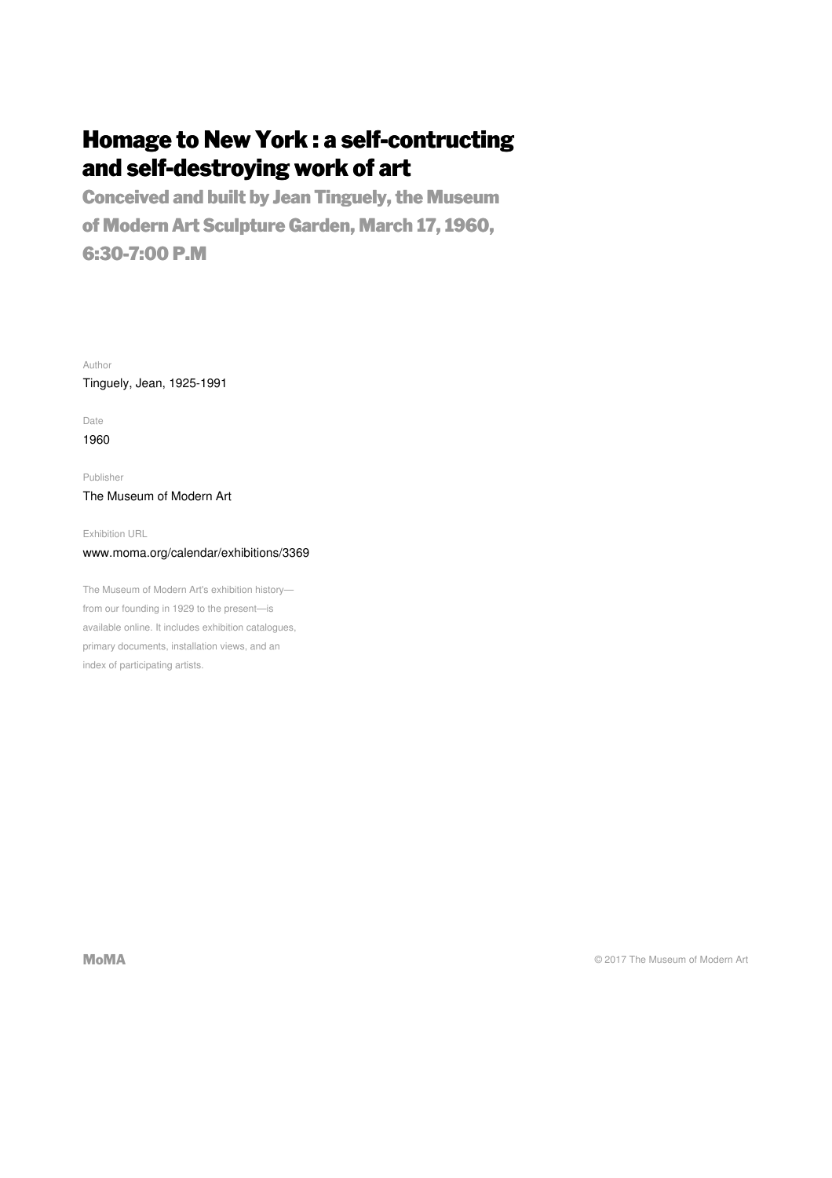# Homage to New York : a self-contructing and self-destroying work of art

## Conceived and built by Jean Tinguely, the Museum of Modern Art Sculpture Garden, March 17, 1960, 6:30-7:00 P.M

Author

Tinguely, Jean, 1925-1991

Date

1960

Publisher

The Museum of Modern Art

Exhibition URL

www.moma.org/calendar/exhibitions/3369

The Museum of Modern Art's exhibition history—from our founding in 1929 to the present—is available online. It includes exhibition catalogues, primary documents, installation views, and an index of participating artists.

MoMA

© 2017 The Museum of Modern Art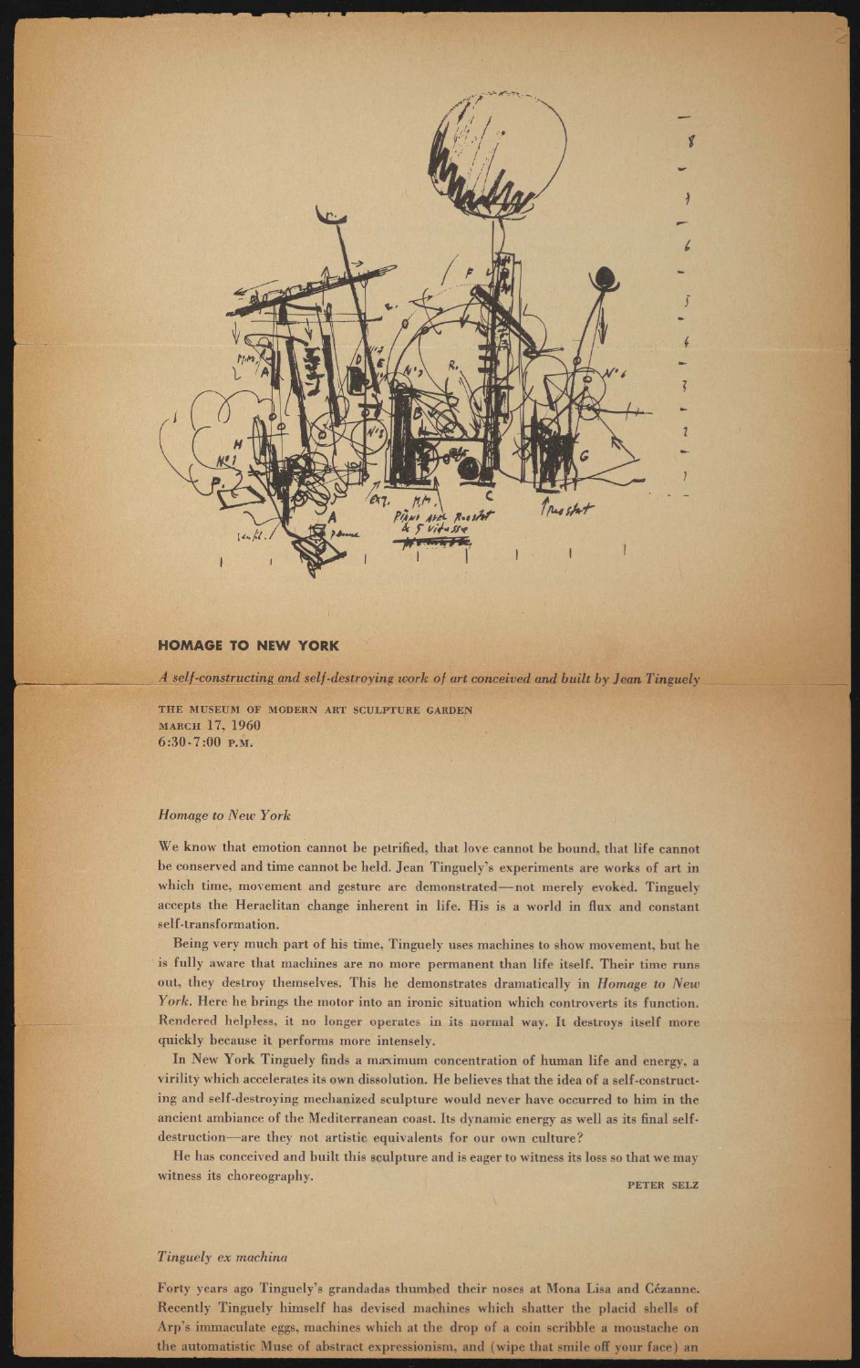## HOMAGE TO NEW YORK

*A self-constructing and self-destroying work of art conceived and built by Jean Tinguely*

THE MUSEUM OF MODERN ART SCULPTURE GARDEN
MARCH 17, 1960
6:30-7:00 P.M.

### *Homage to New York*

We know that emotion cannot be petrified, that love cannot be bound, that life cannot be conserved and time cannot be held. Jean Tinguely's experiments are works of art in which time, movement and gesture are demonstrated—not merely evoked. Tinguely accepts the Heraclitan change inherent in life. His is a world in flux and constant self-transformation.

Being very much part of his time, Tinguely uses machines to show movement, but he is fully aware that machines are no more permanent than life itself. Their time runs out, they destroy themselves. This he demonstrates dramatically in *Homage to New York*. Here he brings the motor into an ironic situation which controverts its function. Rendered helpless, it no longer operates in its normal way. It destroys itself more quickly because it performs more intensely.

In New York Tinguely finds a maximum concentration of human life and energy, a virility which accelerates its own dissolution. He believes that the idea of a self-constructing and self-destroying mechanized sculpture would never have occurred to him in the ancient ambiance of the Mediterranean coast. Its dynamic energy as well as its final self-destruction—are they not artistic equivalents for our own culture?

He has conceived and built this sculpture and is eager to witness its loss so that we may witness its choreography.

PETER SELZ

### *Tinguely ex machina*

Forty years ago Tinguely's grandadas thumbed their noses at Mona Lisa and Cézanne. Recently Tinguely himself has devised machines which shatter the placid shells of Arp's immaculate eggs, machines which at the drop of a coin scribble a moustache on the automatistic Muse of abstract expressionism, and (wipe that smile off your face) an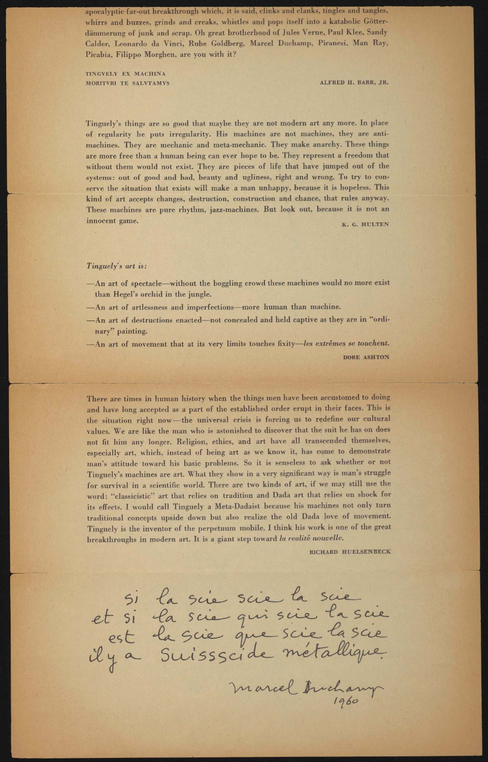apocalyptic far-out breakthrough which, it is said, clinks and clanks, tingles and tangles, whirrs and buzzes, grinds and creaks, whistles and pops itself into a katabolic Götterdämmerung of junk and scrap. Oh great brotherhood of Jules Verne, Paul Klee, Sandy Calder, Leonardo da Vinci, Rube Goldberg, Marcel Duchamp, Piranesi, Man Ray, Picabia, Filippo Morghen, are you with it?

TINGVELY EX MACHINA
MORITVRI TE SALVTAMVS

ALFRED H. BARR, JR.

Tinguely's things are so good that maybe they are not modern art any more. In place of regularity he puts irregularity. His machines are not machines, they are anti-machines. They are mechanic and meta-mechanic. They make anarchy. These things are more free than a human being can ever hope to be. They represent a freedom that without them would not exist. They are pieces of life that have jumped out of the systems: out of good and bad, beauty and ugliness, right and wrong. To try to conserve the situation that exists will make a man unhappy, because it is hopeless. This kind of art accepts changes, destruction, construction and chance, that rules anyway. These machines are pure rhythm, jazz-machines. But look out, because it is not an innocent game.

K. G. HULTEN

*Tinguely's art is:*

—An art of spectacle—without the boggling crowd these machines would no more exist than Hegel's orchid in the jungle.

—An art of artlessness and imperfections—more human than machine.

—An art of destructions enacted—not concealed and held captive as they are in "ordinary" painting.

—An art of movement that at its very limits touches fixity—*les extrêmes se touchent.*

DORE ASHTON

There are times in human history when the things men have been accustomed to doing and have long accepted as a part of the established order erupt in their faces. This is the situation right now—the universal crisis is forcing us to redefine our cultural values. We are like the man who is astonished to discover that the suit he has on does not fit him any longer. Religion, ethics, and art have all transcended themselves, especially art, which, instead of being art as we know it, has come to demonstrate man's attitude toward his basic problems. So it is senseless to ask whether or not Tinguely's machines are art. What they show in a very significant way is man's struggle for survival in a scientific world. There are two kinds of art, if we may still use the word: "classicistic" art that relies on tradition and Dada art that relies on shock for its effects. I would call Tinguely a Meta-Dadaist because his machines not only turn traditional concepts upside down but also realize the old Dada love of movement. Tinguely is the inventor of the perpetuum mobile. I think his work is one of the great breakthroughs in modern art. It is a giant step toward *la realité nouvelle.*

RICHARD HUELSENBECK

si la scie scie la scie
et si la scie qui scie la scie
est la scie que scie la scie
il y a Suissscide métallique.

Marcel Duchamp
1960